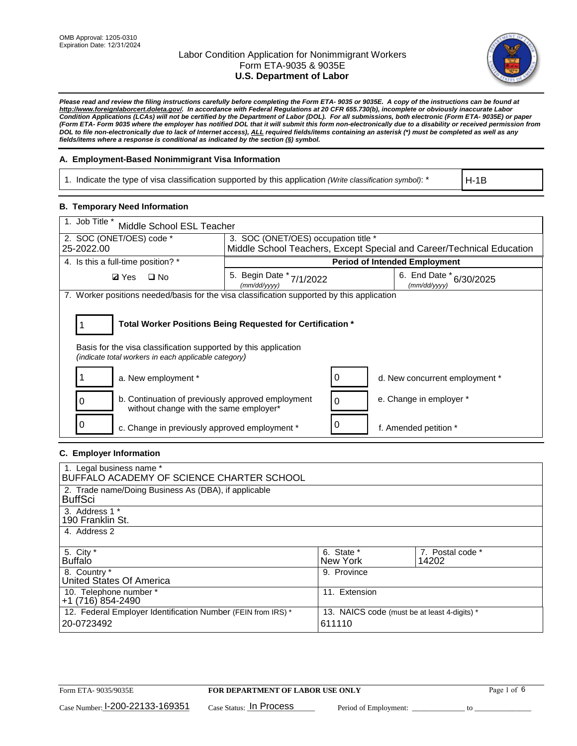OMB Approval: 1205-0310
Expiration Date: 12/31/2024

# Labor Condition Application for Nonimmigrant Workers
## Form ETA-9035 & 9035E
## U.S. Department of Labor

***Please read and review the filing instructions carefully before completing the Form ETA- 9035 or 9035E. A copy of the instructions can be found at http://www.foreignlaborcert.doleta.gov/. In accordance with Federal Regulations at 20 CFR 655.730(b), incomplete or obviously inaccurate Labor Condition Applications (LCAs) will not be certified by the Department of Labor (DOL). For all submissions, both electronic (Form ETA- 9035E) or paper (Form ETA- Form 9035 where the employer has notified DOL that it will submit this form non-electronically due to a disability or received permission from DOL to file non-electronically due to lack of Internet access), ALL required fields/items containing an asterisk (*) must be completed as well as any fields/items where a response is conditional as indicated by the section (§) symbol.***

### A. Employment-Based Nonimmigrant Visa Information

| 1. Indicate the type of visa classification supported by this application *(Write classification symbol)*: * | H-1B |
|---|---|

### B. Temporary Need Information

| 1. Job Title * Middle School ESL Teacher | | |
|---|---|---|
| 2. SOC (ONET/OES) code * 25-2022.00 | 3. SOC (ONET/OES) occupation title * Middle School Teachers, Except Special and Career/Technical Education | |
| 4. Is this a full-time position? * | **Period of Intended Employment** | |
| ☑ Yes ☐ No | 5. Begin Date * *(mm/dd/yyyy)* 7/1/2022 | 6. End Date * *(mm/dd/yyyy)* 6/30/2025 |

7. Worker positions needed/basis for the visa classification supported by this application

1 **Total Worker Positions Being Requested for Certification ***

Basis for the visa classification supported by this application
*(indicate total workers in each applicable category)*

| Count | Category | Count | Category |
|---|---|---|---|
| 1 | a. New employment * | 0 | d. New concurrent employment * |
| 0 | b. Continuation of previously approved employment without change with the same employer* | 0 | e. Change in employer * |
| 0 | c. Change in previously approved employment * | 0 | f. Amended petition * |

### C. Employer Information

| 1. Legal business name * BUFFALO ACADEMY OF SCIENCE CHARTER SCHOOL | | |
|---|---|---|
| 2. Trade name/Doing Business As (DBA), if applicable BuffSci | | |
| 3. Address 1 * 190 Franklin St. | | |
| 4. Address 2 | | |
| 5. City * Buffalo | 6. State * New York | 7. Postal code * 14202 |
| 8. Country * United States Of America | 9. Province | |
| 10. Telephone number * +1 (716) 854-2490 | 11. Extension | |
| 12. Federal Employer Identification Number (FEIN from IRS) * 20-0723492 | 13. NAICS code (must be at least 4-digits) * 611110 | |

Form ETA- 9035/9035E **FOR DEPARTMENT OF LABOR USE ONLY**

Case Number: I-200-22133-169351 Case Status: In Process Period of Employment: _____________ to _____________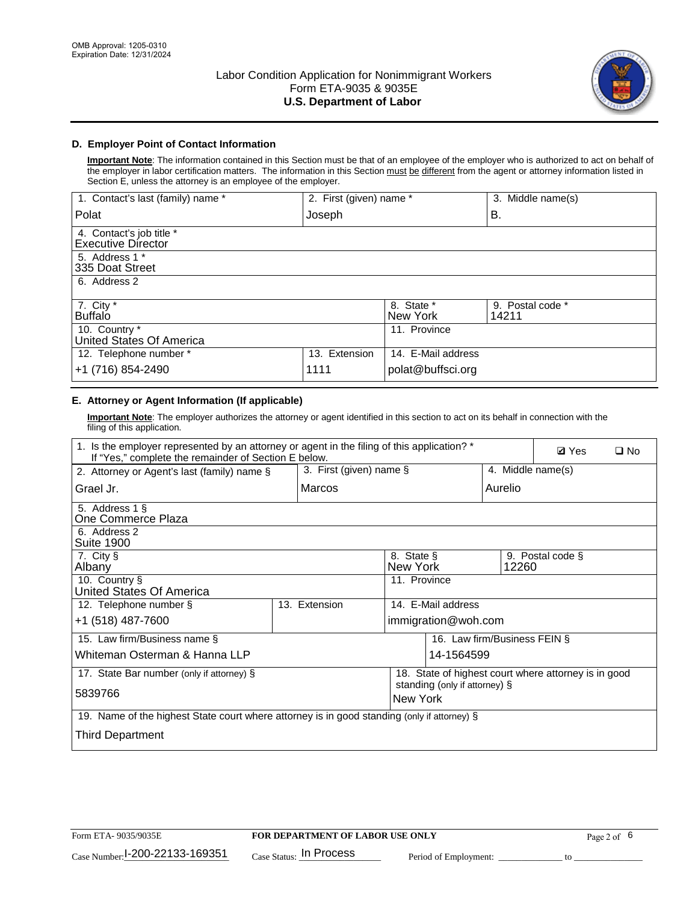OMB Approval: 1205-0310
Expiration Date: 12/31/2024

# Labor Condition Application for Nonimmigrant Workers
## Form ETA-9035 & 9035E
## U.S. Department of Labor

### D. Employer Point of Contact Information

**Important Note**: The information contained in this Section must be that of an employee of the employer who is authorized to act on behalf of the employer in labor certification matters. The information in this Section must be different from the agent or attorney information listed in Section E, unless the attorney is an employee of the employer.

| 1. Contact's last (family) name * | 2. First (given) name * | 3. Middle name(s) |
|---|---|---|
| Polat | Joseph | B. |

| 4. Contact's job title * |
|---|
| Executive Director |

| 5. Address 1 * |
|---|
| 335 Doat Street |

| 6. Address 2 |
|---|
| |

| 7. City * | 8. State * | 9. Postal code * |
|---|---|---|
| Buffalo | New York | 14211 |

| 10. Country * | 11. Province |
|---|---|
| United States Of America | |

| 12. Telephone number * | 13. Extension | 14. E-Mail address |
|---|---|---|
| +1 (716) 854-2490 | 1111 | polat@buffsci.org |

### E. Attorney or Agent Information (If applicable)

**Important Note**: The employer authorizes the attorney or agent identified in this section to act on its behalf in connection with the filing of this application.

1. Is the employer represented by an attorney or agent in the filing of this application? * If "Yes," complete the remainder of Section E below. ☑ Yes ☐ No

| 2. Attorney or Agent's last (family) name § | 3. First (given) name § | 4. Middle name(s) |
|---|---|---|
| Grael Jr. | Marcos | Aurelio |

| 5. Address 1 § |
|---|
| One Commerce Plaza |

| 6. Address 2 |
|---|
| Suite 1900 |

| 7. City § | 8. State § | 9. Postal code § |
|---|---|---|
| Albany | New York | 12260 |

| 10. Country § | 11. Province |
|---|---|
| United States Of America | |

| 12. Telephone number § | 13. Extension | 14. E-Mail address |
|---|---|---|
| +1 (518) 487-7600 | | immigration@woh.com |

| 15. Law firm/Business name § | 16. Law firm/Business FEIN § |
|---|---|
| Whiteman Osterman & Hanna LLP | 14-1564599 |

| 17. State Bar number (only if attorney) § | 18. State of highest court where attorney is in good standing (only if attorney) § |
|---|---|
| 5839766 | New York |

| 19. Name of the highest State court where attorney is in good standing (only if attorney) § |
|---|
| Third Department |

Form ETA- 9035/9035E — FOR DEPARTMENT OF LABOR USE ONLY

Case Number: I-200-22133-169351 Case Status: In Process Period of Employment: _____________ to _______________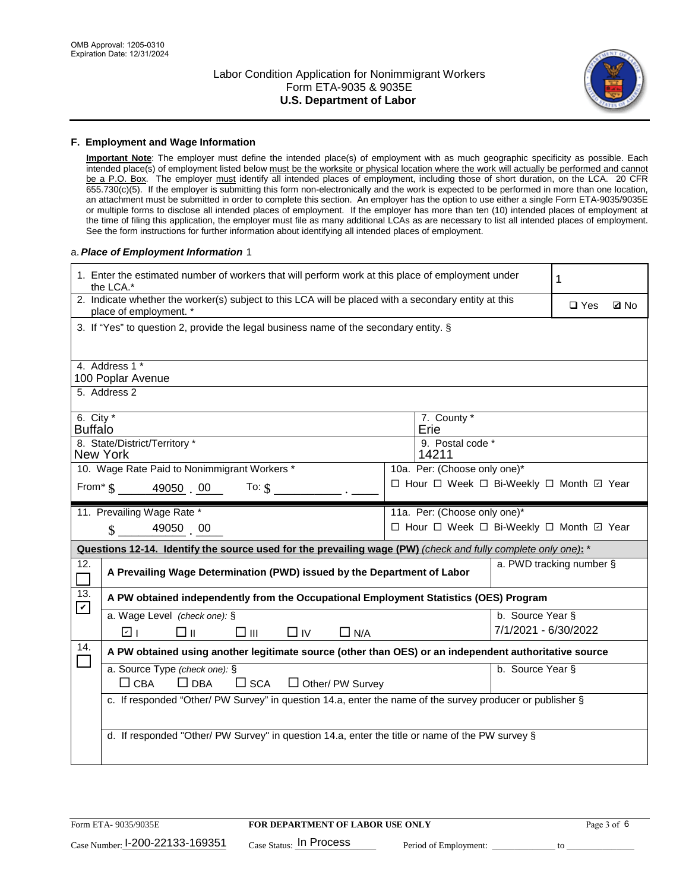## F. Employment and Wage Information

**Important Note**: The employer must define the intended place(s) of employment with as much geographic specificity as possible. Each intended place(s) of employment listed below must be the worksite or physical location where the work will actually be performed and cannot be a P.O. Box. The employer must identify all intended places of employment, including those of short duration, on the LCA. 20 CFR 655.730(c)(5). If the employer is submitting this form non-electronically and the work is expected to be performed in more than one location, an attachment must be submitted in order to complete this section. An employer has the option to use either a single Form ETA-9035/9035E or multiple forms to disclose all intended places of employment. If the employer has more than ten (10) intended places of employment at the time of filing this application, the employer must file as many additional LCAs as are necessary to list all intended places of employment. See the form instructions for further information about identifying all intended places of employment.

a. ***Place of Employment Information*** 1

| | |
|---|---|
| 1. Enter the estimated number of workers that will perform work at this place of employment under the LCA.* | 1 |
| 2. Indicate whether the worker(s) subject to this LCA will be placed with a secondary entity at this place of employment. * | ☐ Yes ☑ No |
| 3. If "Yes" to question 2, provide the legal business name of the secondary entity. § | |
| 4. Address 1 * 100 Poplar Avenue | |
| 5. Address 2 | |
| 6. City * Buffalo | 7. County * Erie |
| 8. State/District/Territory * New York | 9. Postal code * 14211 |
| 10. Wage Rate Paid to Nonimmigrant Workers * From* $ 49050 . 00 To: $ ___ . ___ | 10a. Per: (Choose only one)* ☐ Hour ☐ Week ☐ Bi-Weekly ☐ Month ☑ Year |
| 11. Prevailing Wage Rate * $ 49050 . 00 | 11a. Per: (Choose only one)* ☐ Hour ☐ Week ☐ Bi-Weekly ☐ Month ☑ Year |

**Questions 12-14. Identify the source used for the prevailing wage (PW)** *(check and fully complete only one)*: *

| | | |
|---|---|---|
| 12. ☐ | **A Prevailing Wage Determination (PWD) issued by the Department of Labor** | a. PWD tracking number § |
| 13. ☑ | **A PW obtained independently from the Occupational Employment Statistics (OES) Program** | |
| | a. Wage Level *(check one)*: § ☑ I ☐ II ☐ III ☐ IV ☐ N/A | b. Source Year § 7/1/2021 - 6/30/2022 |
| 14. ☐ | **A PW obtained using another legitimate source (other than OES) or an independent authoritative source** | |
| | a. Source Type *(check one)*: § ☐ CBA ☐ DBA ☐ SCA ☐ Other/ PW Survey | b. Source Year § |
| | c. If responded "Other/ PW Survey" in question 14.a, enter the name of the survey producer or publisher § | |
| | d. If responded "Other/ PW Survey" in question 14.a, enter the title or name of the PW survey § | |

Form ETA- 9035/9035E | **FOR DEPARTMENT OF LABOR USE ONLY**

Case Number: I-200-22133-169351 Case Status: In Process Period of Employment: ___ to ___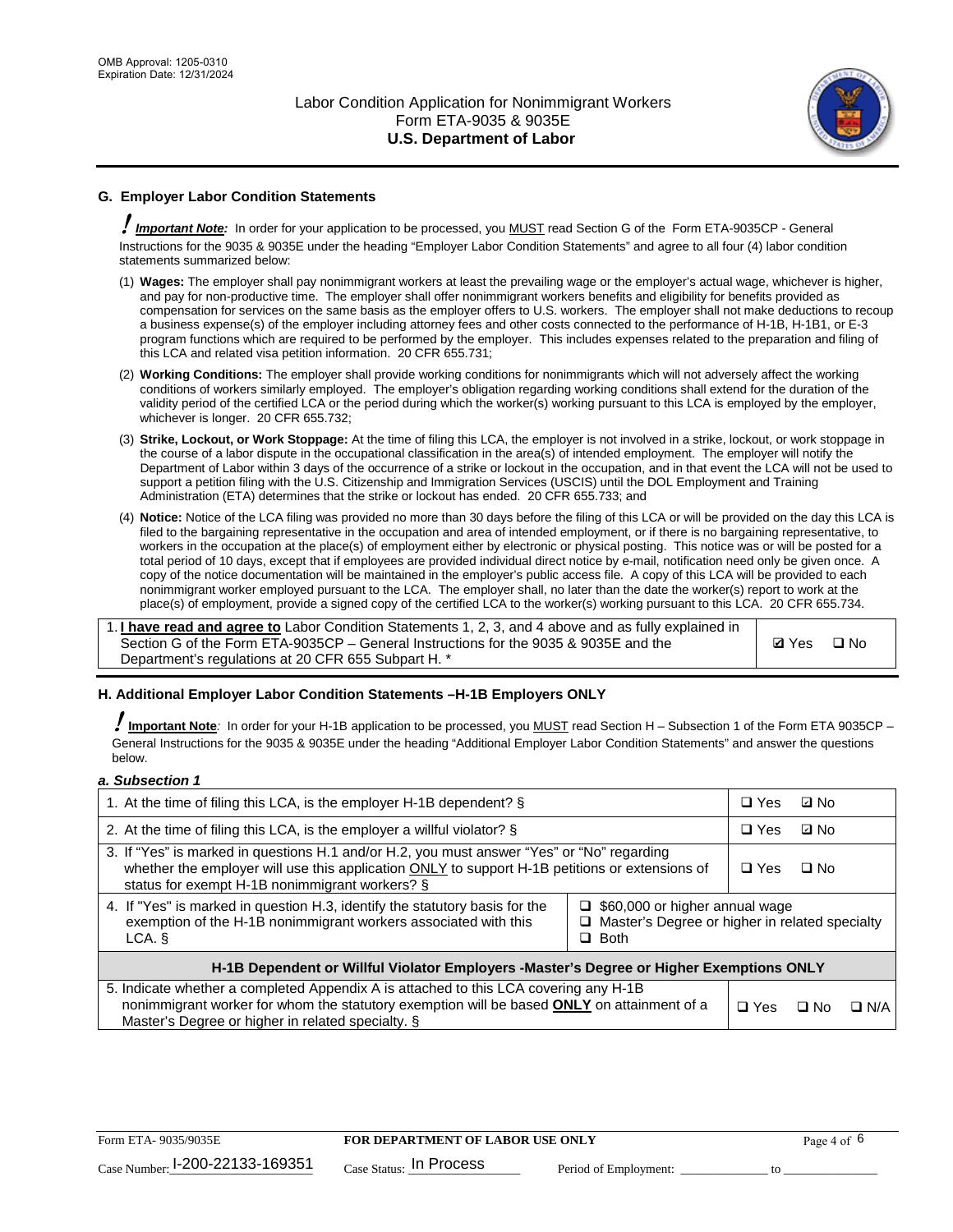## G. Employer Labor Condition Statements

! ***Important Note:*** In order for your application to be processed, you MUST read Section G of the Form ETA-9035CP - General Instructions for the 9035 & 9035E under the heading "Employer Labor Condition Statements" and agree to all four (4) labor condition statements summarized below:

(1) **Wages:** The employer shall pay nonimmigrant workers at least the prevailing wage or the employer's actual wage, whichever is higher, and pay for non-productive time. The employer shall offer nonimmigrant workers benefits and eligibility for benefits provided as compensation for services on the same basis as the employer offers to U.S. workers. The employer shall not make deductions to recoup a business expense(s) of the employer including attorney fees and other costs connected to the performance of H-1B, H-1B1, or E-3 program functions which are required to be performed by the employer. This includes expenses related to the preparation and filing of this LCA and related visa petition information. 20 CFR 655.731;

(2) **Working Conditions:** The employer shall provide working conditions for nonimmigrants which will not adversely affect the working conditions of workers similarly employed. The employer's obligation regarding working conditions shall extend for the duration of the validity period of the certified LCA or the period during which the worker(s) working pursuant to this LCA is employed by the employer, whichever is longer. 20 CFR 655.732;

(3) **Strike, Lockout, or Work Stoppage:** At the time of filing this LCA, the employer is not involved in a strike, lockout, or work stoppage in the course of a labor dispute in the occupational classification in the area(s) of intended employment. The employer will notify the Department of Labor within 3 days of the occurrence of a strike or lockout in the occupation, and in that event the LCA will not be used to support a petition filing with the U.S. Citizenship and Immigration Services (USCIS) until the DOL Employment and Training Administration (ETA) determines that the strike or lockout has ended. 20 CFR 655.733; and

(4) **Notice:** Notice of the LCA filing was provided no more than 30 days before the filing of this LCA or will be provided on the day this LCA is filed to the bargaining representative in the occupation and area of intended employment, or if there is no bargaining representative, to workers in the occupation at the place(s) of employment either by electronic or physical posting. This notice was or will be posted for a total period of 10 days, except that if employees are provided individual direct notice by e-mail, notification need only be given once. A copy of the notice documentation will be maintained in the employer's public access file. A copy of this LCA will be provided to each nonimmigrant worker employed pursuant to the LCA. The employer shall, no later than the date the worker(s) report to work at the place(s) of employment, provide a signed copy of the certified LCA to the worker(s) working pursuant to this LCA. 20 CFR 655.734.

| | |
|---|---|
| 1. **I have read and agree to** Labor Condition Statements 1, 2, 3, and 4 above and as fully explained in Section G of the Form ETA-9035CP – General Instructions for the 9035 & 9035E and the Department's regulations at 20 CFR 655 Subpart H. * | ☑ Yes ☐ No |

## H. Additional Employer Labor Condition Statements –H-1B Employers ONLY

! **Important Note**: In order for your H-1B application to be processed, you MUST read Section H – Subsection 1 of the Form ETA 9035CP – General Instructions for the 9035 & 9035E under the heading "Additional Employer Labor Condition Statements" and answer the questions below.

***a. Subsection 1***

| | | |
|---|---|---|
| 1. At the time of filing this LCA, is the employer H-1B dependent? § | | ☐ Yes ☑ No |
| 2. At the time of filing this LCA, is the employer a willful violator? § | | ☐ Yes ☑ No |
| 3. If "Yes" is marked in questions H.1 and/or H.2, you must answer "Yes" or "No" regarding whether the employer will use this application ONLY to support H-1B petitions or extensions of status for exempt H-1B nonimmigrant workers? § | | ☐ Yes ☐ No |
| 4. If "Yes" is marked in question H.3, identify the statutory basis for the exemption of the H-1B nonimmigrant workers associated with this LCA. § | ☐ $60,000 or higher annual wage<br>☐ Master's Degree or higher in related specialty<br>☐ Both | |
| **H-1B Dependent or Willful Violator Employers -Master's Degree or Higher Exemptions ONLY** | | |
| 5. Indicate whether a completed Appendix A is attached to this LCA covering any H-1B nonimmigrant worker for whom the statutory exemption will be based **ONLY** on attainment of a Master's Degree or higher in related specialty. § | | ☐ Yes ☐ No ☐ N/A |

Form ETA- 9035/9035E | **FOR DEPARTMENT OF LABOR USE ONLY**

Case Number: I-200-22133-169351 Case Status: In Process Period of Employment: _____________ to _____________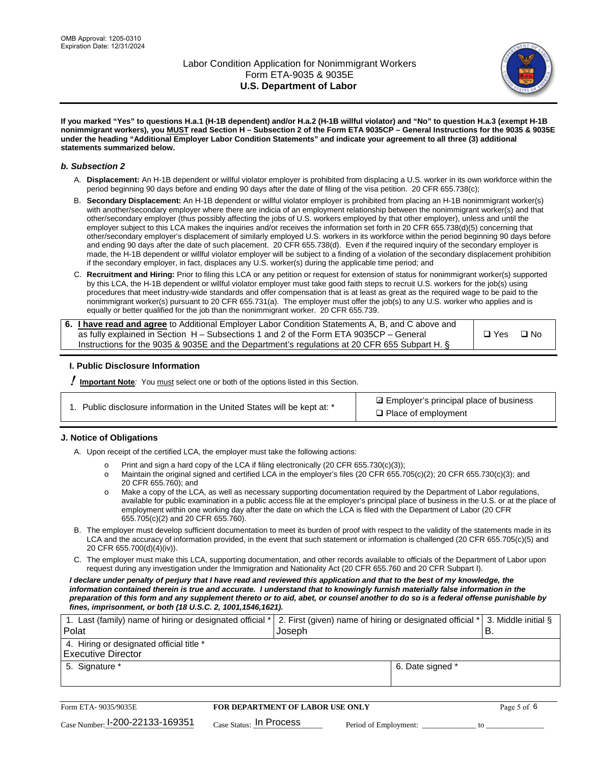**If you marked "Yes" to questions H.a.1 (H-1B dependent) and/or H.a.2 (H-1B willful violator) and "No" to question H.a.3 (exempt H-1B nonimmigrant workers), you MUST read Section H – Subsection 2 of the Form ETA 9035CP – General Instructions for the 9035 & 9035E under the heading "Additional Employer Labor Condition Statements" and indicate your agreement to all three (3) additional statements summarized below.**

### *b. Subsection 2*

A. **Displacement:** An H-1B dependent or willful violator employer is prohibited from displacing a U.S. worker in its own workforce within the period beginning 90 days before and ending 90 days after the date of filing of the visa petition. 20 CFR 655.738(c);

B. **Secondary Displacement:** An H-1B dependent or willful violator employer is prohibited from placing an H-1B nonimmigrant worker(s) with another/secondary employer where there are indicia of an employment relationship between the nonimmigrant worker(s) and that other/secondary employer (thus possibly affecting the jobs of U.S. workers employed by that other employer), unless and until the employer subject to this LCA makes the inquiries and/or receives the information set forth in 20 CFR 655.738(d)(5) concerning that other/secondary employer's displacement of similarly employed U.S. workers in its workforce within the period beginning 90 days before and ending 90 days after the date of such placement. 20 CFR 655.738(d). Even if the required inquiry of the secondary employer is made, the H-1B dependent or willful violator employer will be subject to a finding of a violation of the secondary displacement prohibition if the secondary employer, in fact, displaces any U.S. worker(s) during the applicable time period; and

C. **Recruitment and Hiring:** Prior to filing this LCA or any petition or request for extension of status for nonimmigrant worker(s) supported by this LCA, the H-1B dependent or willful violator employer must take good faith steps to recruit U.S. workers for the job(s) using procedures that meet industry-wide standards and offer compensation that is at least as great as the required wage to be paid to the nonimmigrant worker(s) pursuant to 20 CFR 655.731(a). The employer must offer the job(s) to any U.S. worker who applies and is equally or better qualified for the job than the nonimmigrant worker. 20 CFR 655.739.

| 6. **I have read and agree** to Additional Employer Labor Condition Statements A, B, and C above and as fully explained in Section H – Subsections 1 and 2 of the Form ETA 9035CP – General Instructions for the 9035 & 9035E and the Department's regulations at 20 CFR 655 Subpart H. § | ❑ Yes ❑ No |
|---|---|

### I. Public Disclosure Information

**! Important Note**: You must select one or both of the options listed in this Section.

| 1. Public disclosure information in the United States will be kept at: * | ☑ Employer's principal place of business<br>❑ Place of employment |
|---|---|

### J. Notice of Obligations

A. Upon receipt of the certified LCA, the employer must take the following actions:

- o Print and sign a hard copy of the LCA if filing electronically (20 CFR 655.730(c)(3));
- o Maintain the original signed and certified LCA in the employer's files (20 CFR 655.705(c)(2); 20 CFR 655.730(c)(3); and 20 CFR 655.760); and
- o Make a copy of the LCA, as well as necessary supporting documentation required by the Department of Labor regulations, available for public examination in a public access file at the employer's principal place of business in the U.S. or at the place of employment within one working day after the date on which the LCA is filed with the Department of Labor (20 CFR 655.705(c)(2) and 20 CFR 655.760).

B. The employer must develop sufficient documentation to meet its burden of proof with respect to the validity of the statements made in its LCA and the accuracy of information provided, in the event that such statement or information is challenged (20 CFR 655.705(c)(5) and 20 CFR 655.700(d)(4)(iv)).

C. The employer must make this LCA, supporting documentation, and other records available to officials of the Department of Labor upon request during any investigation under the Immigration and Nationality Act (20 CFR 655.760 and 20 CFR Subpart I).

***I declare under penalty of perjury that I have read and reviewed this application and that to the best of my knowledge, the information contained therein is true and accurate. I understand that to knowingly furnish materially false information in the preparation of this form and any supplement thereto or to aid, abet, or counsel another to do so is a federal offense punishable by fines, imprisonment, or both (18 U.S.C. 2, 1001,1546,1621).***

| 1. Last (family) name of hiring or designated official *<br>Polat | 2. First (given) name of hiring or designated official *<br>Joseph | 3. Middle initial §<br>B. |
|---|---|---|
| 4. Hiring or designated official title *<br>Executive Director | | |
| 5. Signature * | 6. Date signed * | |

| Form ETA- 9035/9035E | FOR DEPARTMENT OF LABOR USE ONLY | |
|---|---|---|
| Case Number: I-200-22133-169351 | Case Status: In Process | Period of Employment: _____________ to _____________ |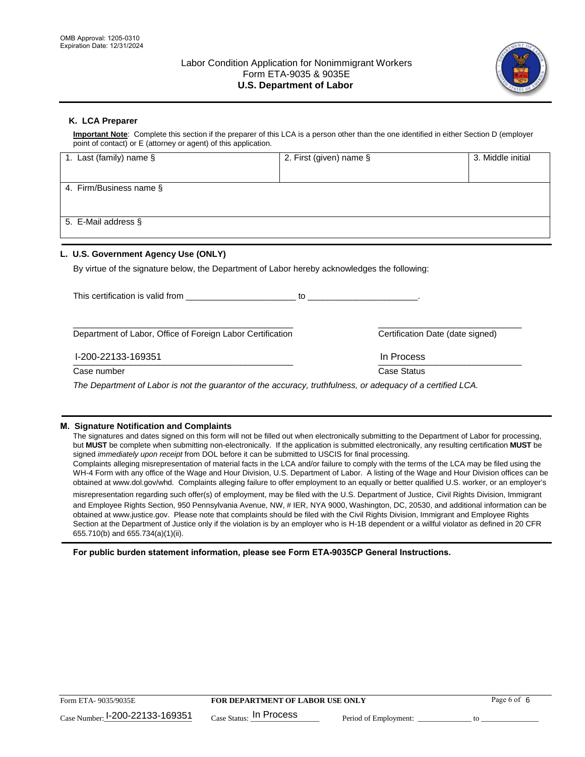OMB Approval: 1205-0310
Expiration Date: 12/31/2024

# Labor Condition Application for Nonimmigrant Workers
Form ETA-9035 & 9035E
**U.S. Department of Labor**

## K. LCA Preparer

**Important Note**: Complete this section if the preparer of this LCA is a person other than the one identified in either Section D (employer point of contact) or E (attorney or agent) of this application.

| 1. Last (family) name § | 2. First (given) name § | 3. Middle initial |
|---|---|---|
| 4. Firm/Business name § | | |
| 5. E-Mail address § | | |

## L. U.S. Government Agency Use (ONLY)

By virtue of the signature below, the Department of Labor hereby acknowledges the following:

This certification is valid from ______________________ to ______________________.

_______________________________________________ Department of Labor, Office of Foreign Labor Certification

______________________________ Certification Date (date signed)

I-200-22133-169351
Case number

In Process
Case Status

*The Department of Labor is not the guarantor of the accuracy, truthfulness, or adequacy of a certified LCA.*

## M. Signature Notification and Complaints

The signatures and dates signed on this form will not be filled out when electronically submitting to the Department of Labor for processing, but **MUST** be complete when submitting non-electronically. If the application is submitted electronically, any resulting certification **MUST** be signed *immediately upon receipt* from DOL before it can be submitted to USCIS for final processing.

Complaints alleging misrepresentation of material facts in the LCA and/or failure to comply with the terms of the LCA may be filed using the WH-4 Form with any office of the Wage and Hour Division, U.S. Department of Labor. A listing of the Wage and Hour Division offices can be obtained at www.dol.gov/whd. Complaints alleging failure to offer employment to an equally or better qualified U.S. worker, or an employer's misrepresentation regarding such offer(s) of employment, may be filed with the U.S. Department of Justice, Civil Rights Division, Immigrant and Employee Rights Section, 950 Pennsylvania Avenue, NW, # IER, NYA 9000, Washington, DC, 20530, and additional information can be obtained at www.justice.gov. Please note that complaints should be filed with the Civil Rights Division, Immigrant and Employee Rights Section at the Department of Justice only if the violation is by an employer who is H-1B dependent or a willful violator as defined in 20 CFR 655.710(b) and 655.734(a)(1)(ii).

**For public burden statement information, please see Form ETA-9035CP General Instructions.**

Form ETA- 9035/9035E | **FOR DEPARTMENT OF LABOR USE ONLY**

Case Number: I-200-22133-169351 | Case Status: In Process | Period of Employment: ____________ to ______________